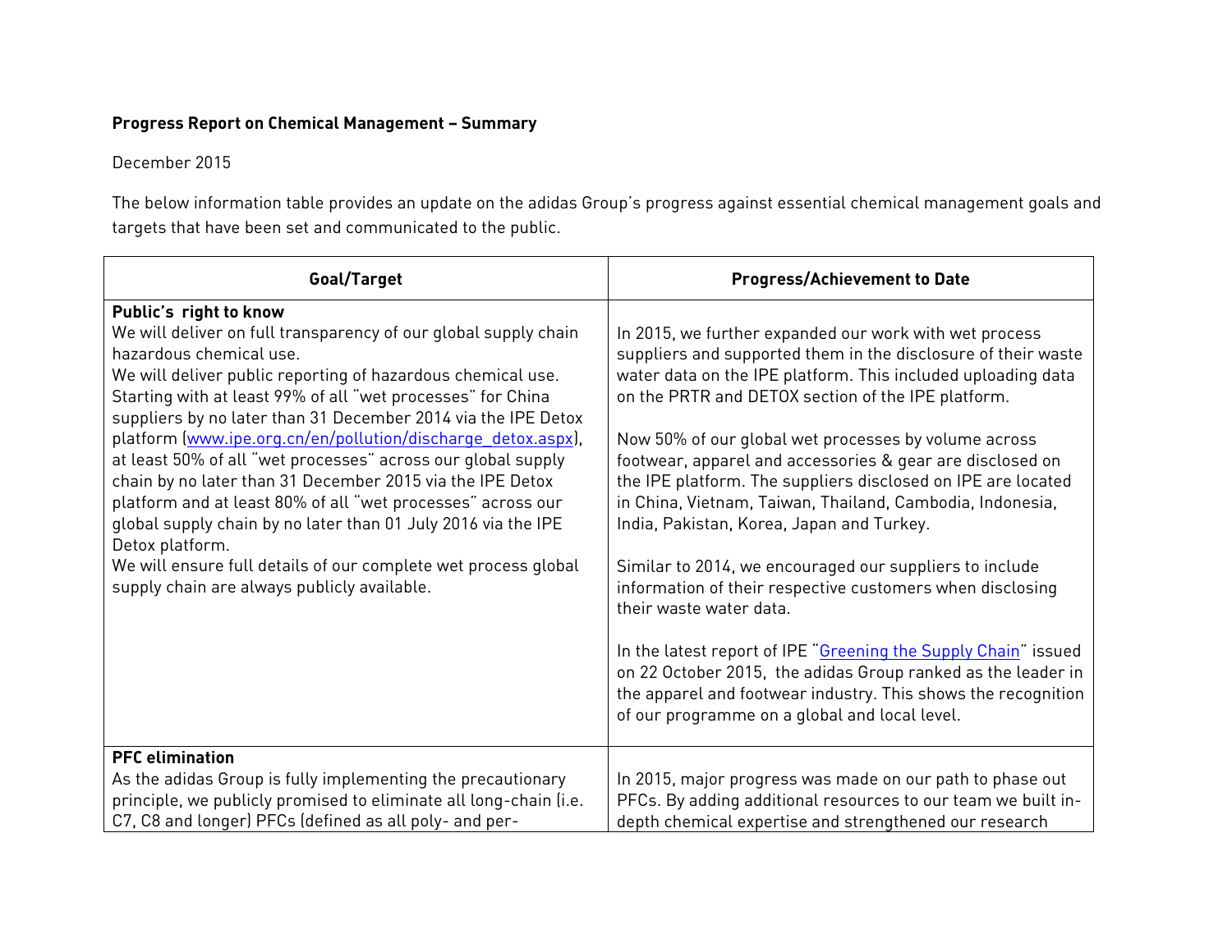**Progress Report on Chemical Management – Summary**

December 2015

The below information table provides an update on the adidas Group's progress against essential chemical management goals and targets that have been set and communicated to the public.

| Goal/Target | Progress/Achievement to Date |
|---|---|
| **Public's right to know**<br>We will deliver on full transparency of our global supply chain hazardous chemical use.<br>We will deliver public reporting of hazardous chemical use. Starting with at least 99% of all "wet processes" for China suppliers by no later than 31 December 2014 via the IPE Detox platform (www.ipe.org.cn/en/pollution/discharge_detox.aspx), at least 50% of all "wet processes" across our global supply chain by no later than 31 December 2015 via the IPE Detox platform and at least 80% of all "wet processes" across our global supply chain by no later than 01 July 2016 via the IPE Detox platform.<br>We will ensure full details of our complete wet process global supply chain are always publicly available. | In 2015, we further expanded our work with wet process suppliers and supported them in the disclosure of their waste water data on the IPE platform. This included uploading data on the PRTR and DETOX section of the IPE platform.<br><br>Now 50% of our global wet processes by volume across footwear, apparel and accessories & gear are disclosed on the IPE platform. The suppliers disclosed on IPE are located in China, Vietnam, Taiwan, Thailand, Cambodia, Indonesia, India, Pakistan, Korea, Japan and Turkey.<br><br>Similar to 2014, we encouraged our suppliers to include information of their respective customers when disclosing their waste water data.<br><br>In the latest report of IPE "Greening the Supply Chain" issued on 22 October 2015, the adidas Group ranked as the leader in the apparel and footwear industry. This shows the recognition of our programme on a global and local level. |
| **PFC elimination**<br>As the adidas Group is fully implementing the precautionary principle, we publicly promised to eliminate all long-chain (i.e. C7, C8 and longer) PFCs (defined as all poly- and per- | In 2015, major progress was made on our path to phase out PFCs. By adding additional resources to our team we built in-depth chemical expertise and strengthened our research |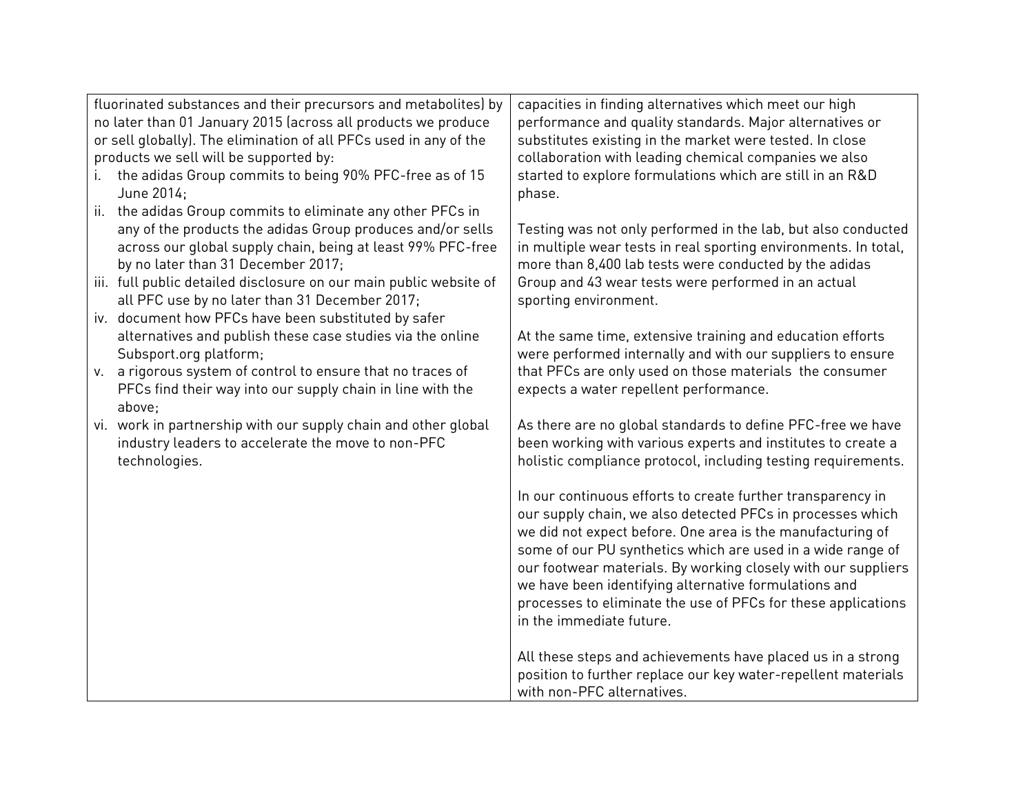| | |
|---|---|
| fluorinated substances and their precursors and metabolites) by no later than 01 January 2015 (across all products we produce or sell globally). The elimination of all PFCs used in any of the products we sell will be supported by:<br>i. the adidas Group commits to being 90% PFC-free as of 15 June 2014;<br>ii. the adidas Group commits to eliminate any other PFCs in any of the products the adidas Group produces and/or sells across our global supply chain, being at least 99% PFC-free by no later than 31 December 2017;<br>iii. full public detailed disclosure on our main public website of all PFC use by no later than 31 December 2017;<br>iv. document how PFCs have been substituted by safer alternatives and publish these case studies via the online Subsport.org platform;<br>v. a rigorous system of control to ensure that no traces of PFCs find their way into our supply chain in line with the above;<br>vi. work in partnership with our supply chain and other global industry leaders to accelerate the move to non-PFC technologies. | capacities in finding alternatives which meet our high performance and quality standards. Major alternatives or substitutes existing in the market were tested. In close collaboration with leading chemical companies we also started to explore formulations which are still in an R&D phase.<br><br>Testing was not only performed in the lab, but also conducted in multiple wear tests in real sporting environments. In total, more than 8,400 lab tests were conducted by the adidas Group and 43 wear tests were performed in an actual sporting environment.<br><br>At the same time, extensive training and education efforts were performed internally and with our suppliers to ensure that PFCs are only used on those materials the consumer expects a water repellent performance.<br><br>As there are no global standards to define PFC-free we have been working with various experts and institutes to create a holistic compliance protocol, including testing requirements.<br><br>In our continuous efforts to create further transparency in our supply chain, we also detected PFCs in processes which we did not expect before. One area is the manufacturing of some of our PU synthetics which are used in a wide range of our footwear materials. By working closely with our suppliers we have been identifying alternative formulations and processes to eliminate the use of PFCs for these applications in the immediate future.<br><br>All these steps and achievements have placed us in a strong position to further replace our key water-repellent materials with non-PFC alternatives. |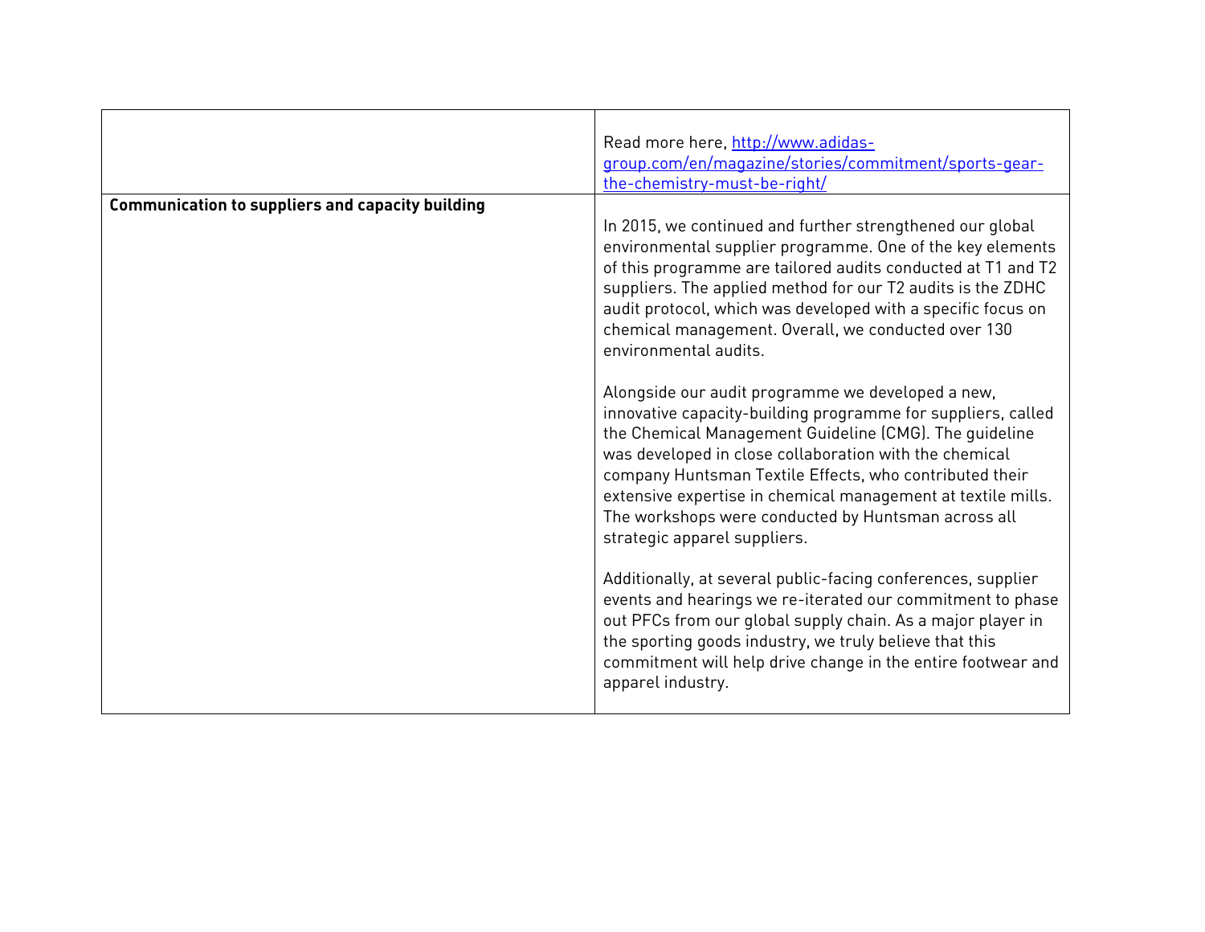| | |
|---|---|
| | Read more here, http://www.adidas-group.com/en/magazine/stories/commitment/sports-gear-the-chemistry-must-be-right/ |
| **Communication to suppliers and capacity building** | In 2015, we continued and further strengthened our global environmental supplier programme. One of the key elements of this programme are tailored audits conducted at T1 and T2 suppliers. The applied method for our T2 audits is the ZDHC audit protocol, which was developed with a specific focus on chemical management. Overall, we conducted over 130 environmental audits.<br><br>Alongside our audit programme we developed a new, innovative capacity-building programme for suppliers, called the Chemical Management Guideline (CMG). The guideline was developed in close collaboration with the chemical company Huntsman Textile Effects, who contributed their extensive expertise in chemical management at textile mills. The workshops were conducted by Huntsman across all strategic apparel suppliers.<br><br>Additionally, at several public-facing conferences, supplier events and hearings we re-iterated our commitment to phase out PFCs from our global supply chain. As a major player in the sporting goods industry, we truly believe that this commitment will help drive change in the entire footwear and apparel industry. |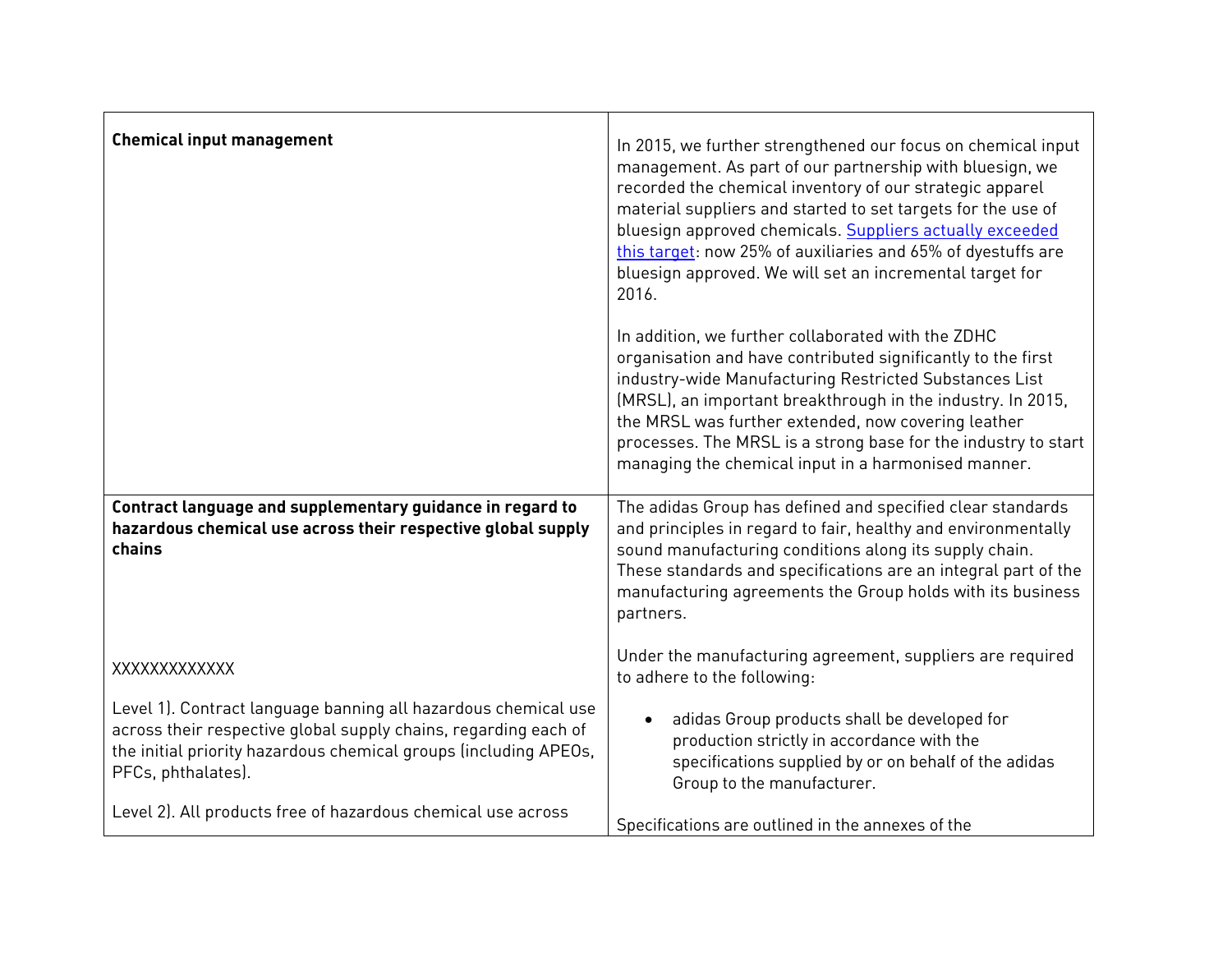| | |
|---|---|
| **Chemical input management** | In 2015, we further strengthened our focus on chemical input management. As part of our partnership with bluesign, we recorded the chemical inventory of our strategic apparel material suppliers and started to set targets for the use of bluesign approved chemicals. Suppliers actually exceeded this target: now 25% of auxiliaries and 65% of dyestuffs are bluesign approved. We will set an incremental target for 2016.<br><br>In addition, we further collaborated with the ZDHC organisation and have contributed significantly to the first industry-wide Manufacturing Restricted Substances List (MRSL), an important breakthrough in the industry. In 2015, the MRSL was further extended, now covering leather processes. The MRSL is a strong base for the industry to start managing the chemical input in a harmonised manner. |
| **Contract language and supplementary guidance in regard to hazardous chemical use across their respective global supply chains**<br><br>XXXXXXXXXXXX<br><br>Level 1). Contract language banning all hazardous chemical use across their respective global supply chains, regarding each of the initial priority hazardous chemical groups (including APEOs, PFCs, phthalates).<br><br>Level 2). All products free of hazardous chemical use across | The adidas Group has defined and specified clear standards and principles in regard to fair, healthy and environmentally sound manufacturing conditions along its supply chain. These standards and specifications are an integral part of the manufacturing agreements the Group holds with its business partners.<br><br>Under the manufacturing agreement, suppliers are required to adhere to the following:<br><br>• adidas Group products shall be developed for production strictly in accordance with the specifications supplied by or on behalf of the adidas Group to the manufacturer.<br><br>Specifications are outlined in the annexes of the |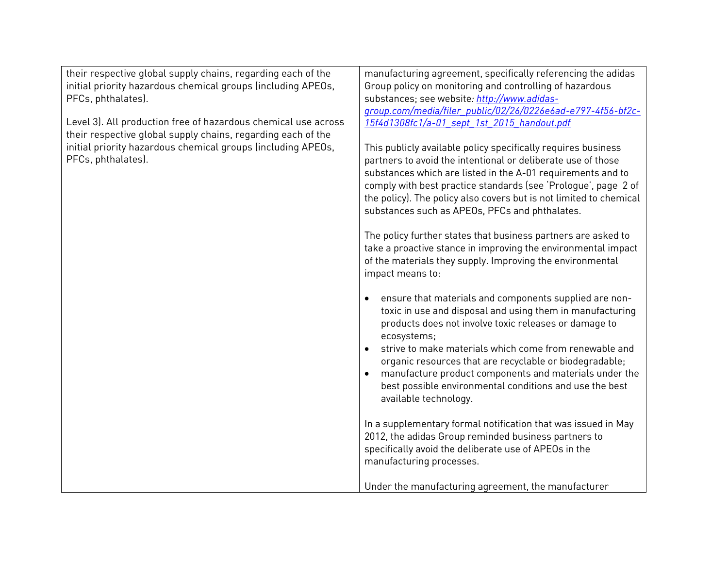| | |
|---|---|
| their respective global supply chains, regarding each of the initial priority hazardous chemical groups (including APEOs, PFCs, phthalates).<br><br>Level 3). All production free of hazardous chemical use across their respective global supply chains, regarding each of the initial priority hazardous chemical groups (including APEOs, PFCs, phthalates). | manufacturing agreement, specifically referencing the adidas Group policy on monitoring and controlling of hazardous substances; see website*:* *[http://www.adidas-group.com/media/filer_public/02/26/0226e6ad-e797-4f56-bf2c-15f4d1308fc1/a-01_sept_1st_2015_handout.pdf](http://www.adidas-group.com/media/filer_public/02/26/0226e6ad-e797-4f56-bf2c-15f4d1308fc1/a-01_sept_1st_2015_handout.pdf)*<br><br>This publicly available policy specifically requires business partners to avoid the intentional or deliberate use of those substances which are listed in the A-01 requirements and to comply with best practice standards (see 'Prologue', page 2 of the policy). The policy also covers but is not limited to chemical substances such as APEOs, PFCs and phthalates.<br><br>The policy further states that business partners are asked to take a proactive stance in improving the environmental impact of the materials they supply. Improving the environmental impact means to:<br><br>• ensure that materials and components supplied are non-toxic in use and disposal and using them in manufacturing products does not involve toxic releases or damage to ecosystems;<br>• strive to make materials which come from renewable and organic resources that are recyclable or biodegradable;<br>• manufacture product components and materials under the best possible environmental conditions and use the best available technology.<br><br>In a supplementary formal notification that was issued in May 2012, the adidas Group reminded business partners to specifically avoid the deliberate use of APEOs in the manufacturing processes.<br><br>Under the manufacturing agreement, the manufacturer |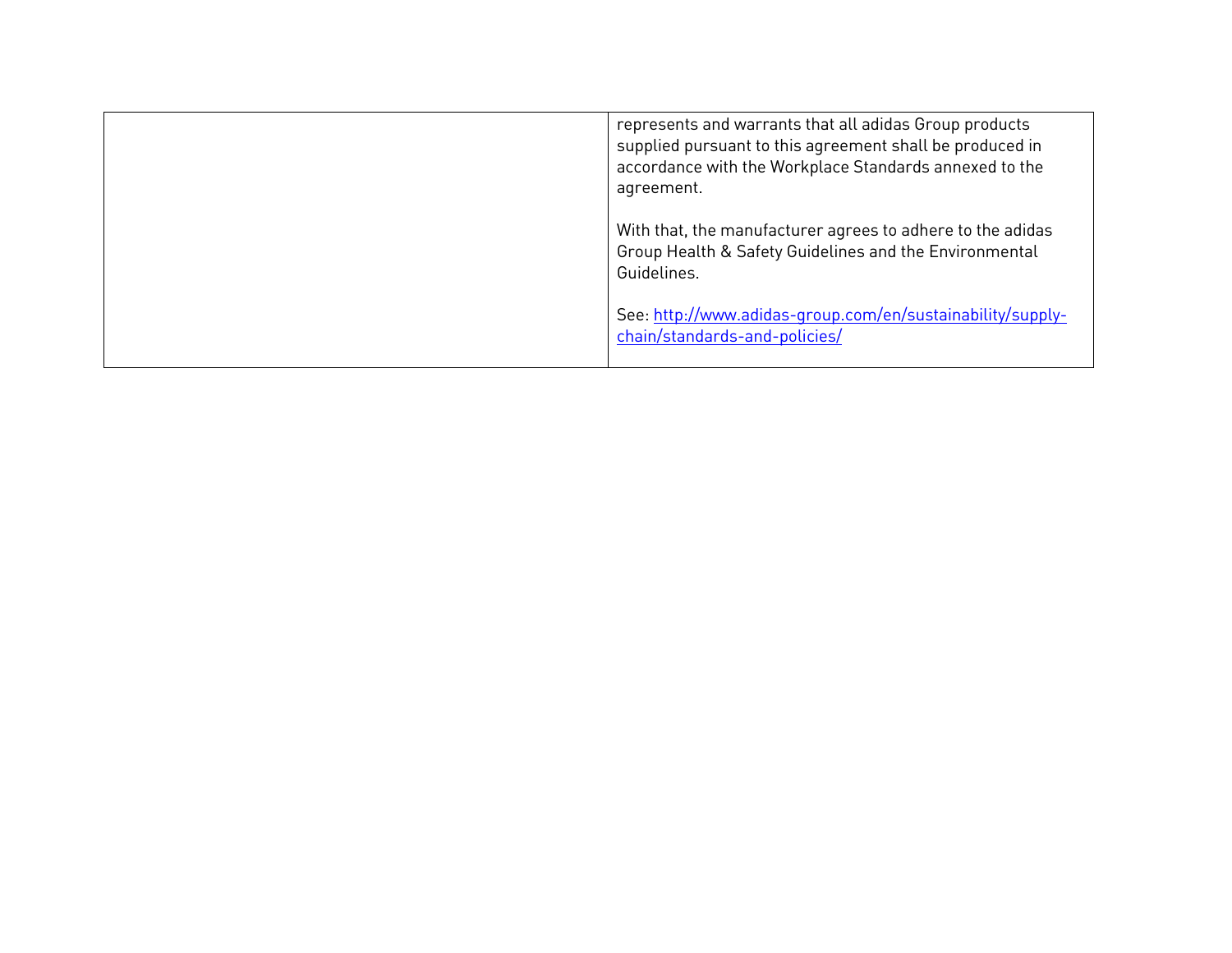| | |
|---|---|
| | represents and warrants that all adidas Group products supplied pursuant to this agreement shall be produced in accordance with the Workplace Standards annexed to the agreement.<br><br>With that, the manufacturer agrees to adhere to the adidas Group Health & Safety Guidelines and the Environmental Guidelines.<br><br>See: http://www.adidas-group.com/en/sustainability/supply-chain/standards-and-policies/ |